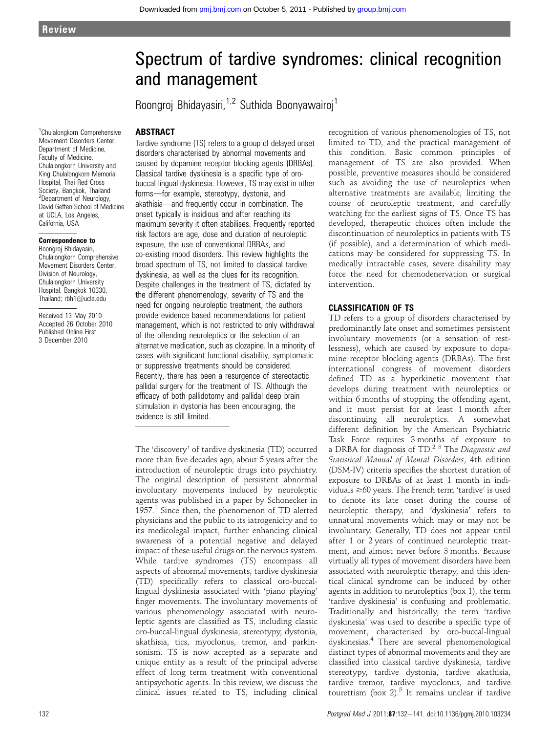Review

# Spectrum of tardive syndromes: clinical recognition and management

Roongroj Bhidayasiri,[1,2] Suthida Boonyawairoj[1]

[1]Chulalongkorn Comprehensive Movement Disorders Center, Department of Medicine, Faculty of Medicine, Chulalongkorn University and King Chulalongkorn Memorial Hospital, Thai Red Cross Society, Bangkok, Thailand
[2]Department of Neurology, David Geffen School of Medicine at UCLA, Los Angeles, California, USA

**Correspondence to**
Roongroj Bhidayasiri, Chulalongkorn Comprehensive Movement Disorders Center, Division of Neurology, Chulalongkorn University Hospital, Bangkok 10330, Thailand; rbh1@ucla.edu

Received 13 May 2010
Accepted 26 October 2010
Published Online First 3 December 2010

## ABSTRACT

Tardive syndrome (TS) refers to a group of delayed onset disorders characterised by abnormal movements and caused by dopamine receptor blocking agents (DRBAs). Classical tardive dyskinesia is a specific type of oro-buccal-lingual dyskinesia. However, TS may exist in other forms—for example, stereotypy, dystonia, and akathisia—and frequently occur in combination. The onset typically is insidious and after reaching its maximum severity it often stabilises. Frequently reported risk factors are age, dose and duration of neuroleptic exposure, the use of conventional DRBAs, and co-existing mood disorders. This review highlights the broad spectrum of TS, not limited to classical tardive dyskinesia, as well as the clues for its recognition. Despite challenges in the treatment of TS, dictated by the different phenomenology, severity of TS and the need for ongoing neuroleptic treatment, the authors provide evidence based recommendations for patient management, which is not restricted to only withdrawal of the offending neuroleptics or the selection of an alternative medication, such as clozapine. In a minority of cases with significant functional disability, symptomatic or suppressive treatments should be considered. Recently, there has been a resurgence of stereotactic pallidal surgery for the treatment of TS. Although the efficacy of both pallidotomy and pallidal deep brain stimulation in dystonia has been encouraging, the evidence is still limited.

The 'discovery' of tardive dyskinesia (TD) occurred more than five decades ago, about 5 years after the introduction of neuroleptic drugs into psychiatry. The original description of persistent abnormal involuntary movements induced by neuroleptic agents was published in a paper by Schonecker in 1957.[1] Since then, the phenomenon of TD alerted physicians and the public to its iatrogenicity and to its medicolegal impact, further enhancing clinical awareness of a potential negative and delayed impact of these useful drugs on the nervous system. While tardive syndromes (TS) encompass all aspects of abnormal movements, tardive dyskinesia (TD) specifically refers to classical oro-buccal-lingual dyskinesia associated with 'piano playing' finger movements. The involuntary movements of various phenomenology associated with neuroleptic agents are classified as TS, including classic oro-buccal-lingual dyskinesia, stereotypy, dystonia, akathisia, tics, myoclonus, tremor, and parkinsonism. TS is now accepted as a separate and unique entity as a result of the principal adverse effect of long term treatment with conventional antipsychotic agents. In this review, we discuss the clinical issues related to TS, including clinical recognition of various phenomenologies of TS, not limited to TD, and the practical management of this condition. Basic common principles of management of TS are also provided. When possible, preventive measures should be considered such as avoiding the use of neuroleptics when alternative treatments are available, limiting the course of neuroleptic treatment, and carefully watching for the earliest signs of TS. Once TS has developed, therapeutic choices often include the discontinuation of neuroleptics in patients with TS (if possible), and a determination of which medications may be considered for suppressing TS. In medically intractable cases, severe disability may force the need for chemodenervation or surgical intervention.

## CLASSIFICATION OF TS

TD refers to a group of disorders characterised by predominantly late onset and sometimes persistent involuntary movements (or a sensation of restlessness), which are caused by exposure to dopamine receptor blocking agents (DRBAs). The first international congress of movement disorders defined TD as a hyperkinetic movement that develops during treatment with neuroleptics or within 6 months of stopping the offending agent, and it must persist for at least 1 month after discontinuing all neuroleptics. A somewhat different definition by the American Psychiatric Task Force requires 3 months of exposure to a DRBA for diagnosis of TD.[2 3] The *Diagnostic and Statistical Manual of Mental Disorders*, 4th edition (DSM-IV) criteria specifies the shortest duration of exposure to DRBAs of at least 1 month in individuals ≥60 years. The French term 'tardive' is used to denote its late onset during the course of neuroleptic therapy, and 'dyskinesia' refers to unnatural movements which may or may not be involuntary. Generally, TD does not appear until after 1 or 2 years of continued neuroleptic treatment, and almost never before 3 months. Because virtually all types of movement disorders have been associated with neuroleptic therapy, and this identical clinical syndrome can be induced by other agents in addition to neuroleptics (box 1), the term 'tardive dyskinesia' is confusing and problematic. Traditionally and historically, the term 'tardive dyskinesia' was used to describe a specific type of movement, characterised by oro-buccal-lingual dyskinesias.[4] There are several phenomenological distinct types of abnormal movements and they are classified into classical tardive dyskinesia, tardive stereotypy, tardive dystonia, tardive akathisia, tardive tremor, tardive myoclonus, and tardive tourettism (box 2).[5] It remains unclear if tardive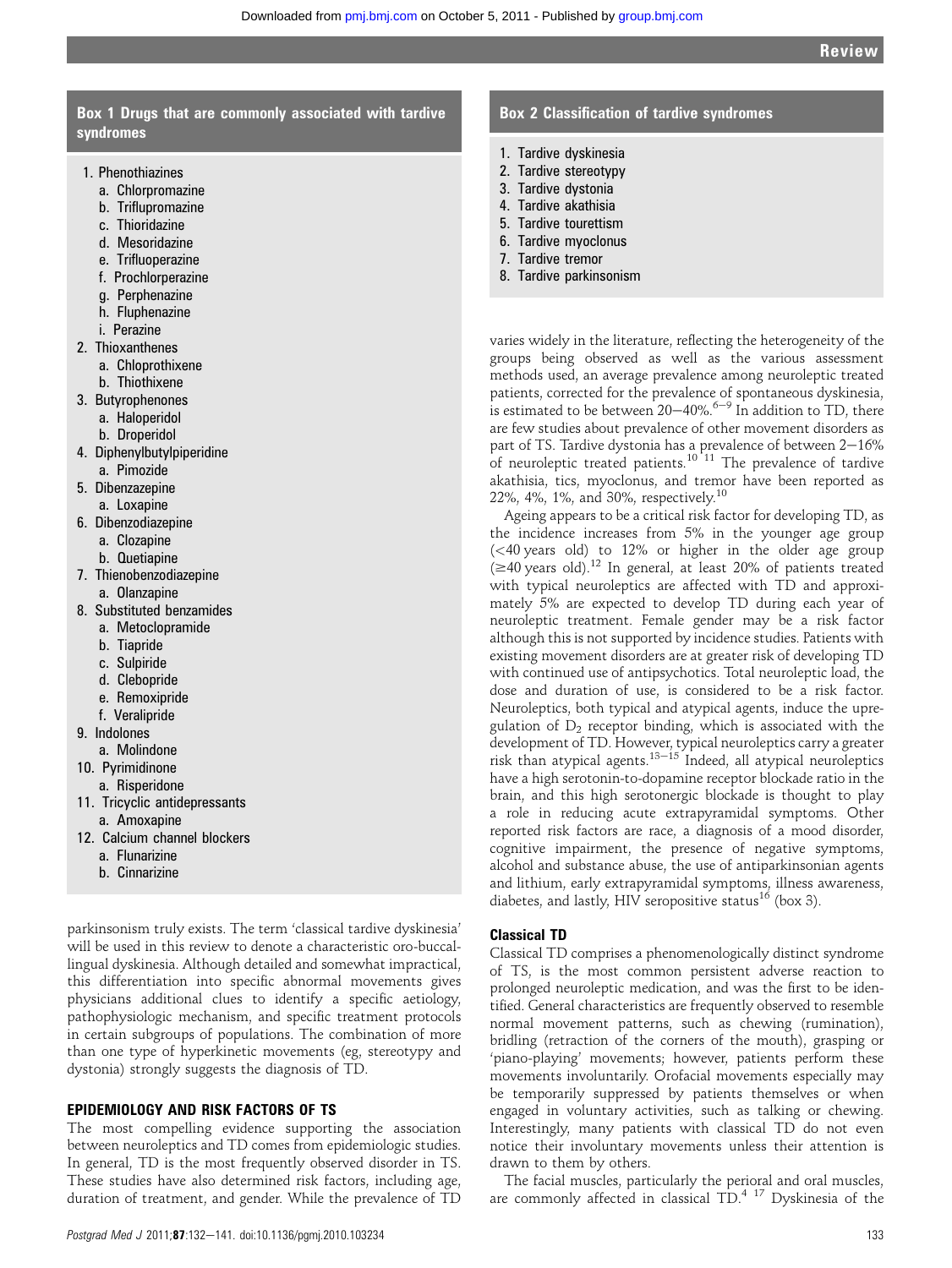### Box 1 Drugs that are commonly associated with tardive syndromes

1. Phenothiazines
   a. Chlorpromazine
   b. Triflupromazine
   c. Thioridazine
   d. Mesoridazine
   e. Trifluoperazine
   f. Prochlorperazine
   g. Perphenazine
   h. Fluphenazine
   i. Perazine
2. Thioxanthenes
   a. Chloprothixene
   b. Thiothixene
3. Butyrophenones
   a. Haloperidol
   b. Droperidol
4. Diphenylbutylpiperidine
   a. Pimozide
5. Dibenzazepine
   a. Loxapine
6. Dibenzodiazepine
   a. Clozapine
   b. Quetiapine
7. Thienobenzodiazepine
   a. Olanzapine
8. Substituted benzamides
   a. Metoclopramide
   b. Tiapride
   c. Sulpiride
   d. Clebopride
   e. Remoxipride
   f. Veralipride
9. Indolones
   a. Molindone
10. Pyrimidinone
    a. Risperidone
11. Tricyclic antidepressants
    a. Amoxapine
12. Calcium channel blockers
    a. Flunarizine
    b. Cinnarizine

parkinsonism truly exists. The term 'classical tardive dyskinesia' will be used in this review to denote a characteristic oro-buccal-lingual dyskinesia. Although detailed and somewhat impractical, this differentiation into specific abnormal movements gives physicians additional clues to identify a specific aetiology, pathophysiologic mechanism, and specific treatment protocols in certain subgroups of populations. The combination of more than one type of hyperkinetic movements (eg, stereotypy and dystonia) strongly suggests the diagnosis of TD.

## EPIDEMIOLOGY AND RISK FACTORS OF TS

The most compelling evidence supporting the association between neuroleptics and TD comes from epidemiologic studies. In general, TD is the most frequently observed disorder in TS. These studies have also determined risk factors, including age, duration of treatment, and gender. While the prevalence of TD varies widely in the literature, reflecting the heterogeneity of the groups being observed as well as the various assessment methods used, an average prevalence among neuroleptic treated patients, corrected for the prevalence of spontaneous dyskinesia, is estimated to be between 20–40%.[6–9] In addition to TD, there are few studies about prevalence of other movement disorders as part of TS. Tardive dystonia has a prevalence of between 2–16% of neuroleptic treated patients.[10 11] The prevalence of tardive akathisia, tics, myoclonus, and tremor have been reported as 22%, 4%, 1%, and 30%, respectively.[10]

### Box 2 Classification of tardive syndromes

1. Tardive dyskinesia
2. Tardive stereotypy
3. Tardive dystonia
4. Tardive akathisia
5. Tardive tourettism
6. Tardive myoclonus
7. Tardive tremor
8. Tardive parkinsonism

Ageing appears to be a critical risk factor for developing TD, as the incidence increases from 5% in the younger age group (<40 years old) to 12% or higher in the older age group (≥40 years old).[12] In general, at least 20% of patients treated with typical neuroleptics are affected with TD and approximately 5% are expected to develop TD during each year of neuroleptic treatment. Female gender may be a risk factor although this is not supported by incidence studies. Patients with existing movement disorders are at greater risk of developing TD with continued use of antipsychotics. Total neuroleptic load, the dose and duration of use, is considered to be a risk factor. Neuroleptics, both typical and atypical agents, induce the upregulation of $D_2$ receptor binding, which is associated with the development of TD. However, typical neuroleptics carry a greater risk than atypical agents.[13–15] Indeed, all atypical neuroleptics have a high serotonin-to-dopamine receptor blockade ratio in the brain, and this high serotonergic blockade is thought to play a role in reducing acute extrapyramidal symptoms. Other reported risk factors are race, a diagnosis of a mood disorder, cognitive impairment, the presence of negative symptoms, alcohol and substance abuse, the use of antiparkinsonian agents and lithium, early extrapyramidal symptoms, illness awareness, diabetes, and lastly, HIV seropositive status[16] (box 3).

### Classical TD

Classical TD comprises a phenomenologically distinct syndrome of TS, is the most common persistent adverse reaction to prolonged neuroleptic medication, and was the first to be identified. General characteristics are frequently observed to resemble normal movement patterns, such as chewing (rumination), bridling (retraction of the corners of the mouth), grasping or 'piano-playing' movements; however, patients perform these movements involuntarily. Orofacial movements especially may be temporarily suppressed by patients themselves or when engaged in voluntary activities, such as talking or chewing. Interestingly, many patients with classical TD do not even notice their involuntary movements unless their attention is drawn to them by others.

The facial muscles, particularly the perioral and oral muscles, are commonly affected in classical TD.[4 17] Dyskinesia of the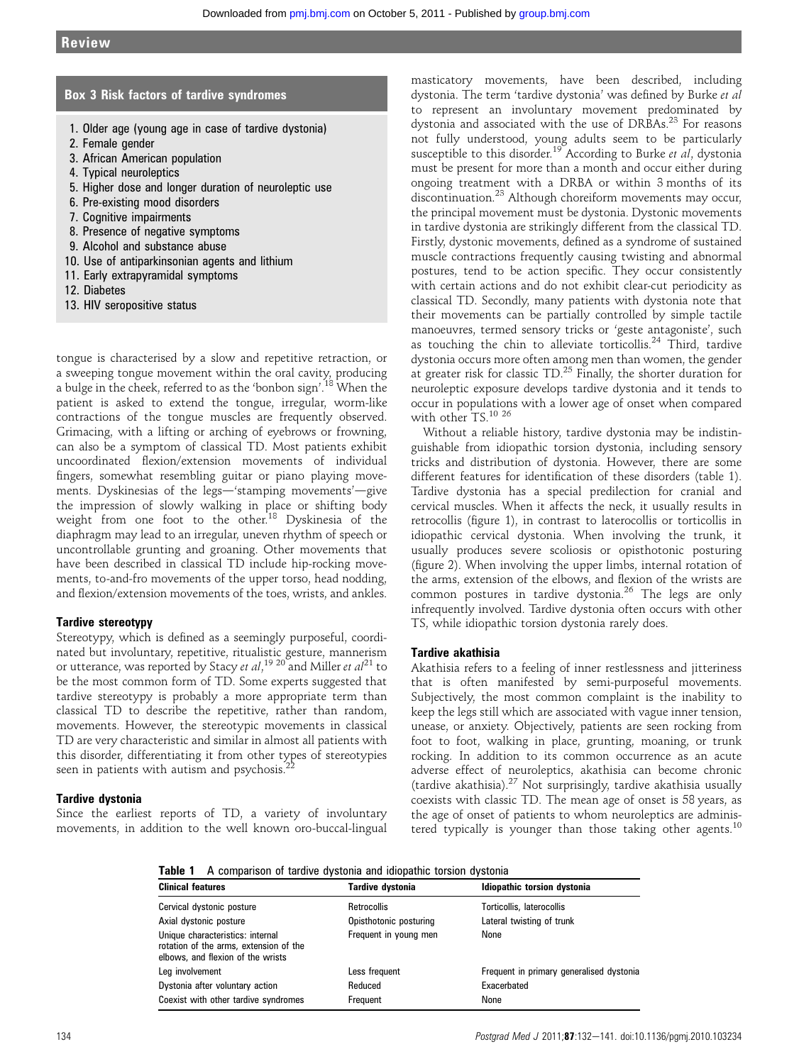### Box 3 Risk factors of tardive syndromes

1. Older age (young age in case of tardive dystonia)
2. Female gender
3. African American population
4. Typical neuroleptics
5. Higher dose and longer duration of neuroleptic use
6. Pre-existing mood disorders
7. Cognitive impairments
8. Presence of negative symptoms
9. Alcohol and substance abuse
10. Use of antiparkinsonian agents and lithium
11. Early extrapyramidal symptoms
12. Diabetes
13. HIV seropositive status

tongue is characterised by a slow and repetitive retraction, or a sweeping tongue movement within the oral cavity, producing a bulge in the cheek, referred to as the 'bonbon sign'.[18] When the patient is asked to extend the tongue, irregular, worm-like contractions of the tongue muscles are frequently observed. Grimacing, with a lifting or arching of eyebrows or frowning, can also be a symptom of classical TD. Most patients exhibit uncoordinated flexion/extension movements of individual fingers, somewhat resembling guitar or piano playing movements. Dyskinesias of the legs—'stamping movements'—give the impression of slowly walking in place or shifting body weight from one foot to the other.[18] Dyskinesia of the diaphragm may lead to an irregular, uneven rhythm of speech or uncontrollable grunting and groaning. Other movements that have been described in classical TD include hip-rocking movements, to-and-fro movements of the upper torso, head nodding, and flexion/extension movements of the toes, wrists, and ankles.

### Tardive stereotypy

Stereotypy, which is defined as a seemingly purposeful, coordinated but involuntary, repetitive, ritualistic gesture, mannerism or utterance, was reported by Stacy *et al*,[19 20] and Miller *et al*[21] to be the most common form of TD. Some experts suggested that tardive stereotypy is probably a more appropriate term than classical TD to describe the repetitive, rather than random, movements. However, the stereotypic movements in classical TD are very characteristic and similar in almost all patients with this disorder, differentiating it from other types of stereotypies seen in patients with autism and psychosis.[22]

### Tardive dystonia

Since the earliest reports of TD, a variety of involuntary movements, in addition to the well known oro-buccal-lingual masticatory movements, have been described, including dystonia. The term 'tardive dystonia' was defined by Burke *et al* to represent an involuntary movement predominated by dystonia and associated with the use of DRBAs.[23] For reasons not fully understood, young adults seem to be particularly susceptible to this disorder.[19] According to Burke *et al*, dystonia must be present for more than a month and occur either during ongoing treatment with a DRBA or within 3 months of its discontinuation.[23] Although choreiform movements may occur, the principal movement must be dystonia. Dystonic movements in tardive dystonia are strikingly different from the classical TD. Firstly, dystonic movements, defined as a syndrome of sustained muscle contractions frequently causing twisting and abnormal postures, tend to be action specific. They occur consistently with certain actions and do not exhibit clear-cut periodicity as classical TD. Secondly, many patients with dystonia note that their movements can be partially controlled by simple tactile manoeuvres, termed sensory tricks or 'geste antagoniste', such as touching the chin to alleviate torticollis.[24] Third, tardive dystonia occurs more often among men than women, the gender at greater risk for classic TD.[25] Finally, the shorter duration for neuroleptic exposure develops tardive dystonia and it tends to occur in populations with a lower age of onset when compared with other TS.[10 26]

Without a reliable history, tardive dystonia may be indistinguishable from idiopathic torsion dystonia, including sensory tricks and distribution of dystonia. However, there are some different features for identification of these disorders (table 1). Tardive dystonia has a special predilection for cranial and cervical muscles. When it affects the neck, it usually results in retrocollis (figure 1), in contrast to laterocollis or torticollis in idiopathic cervical dystonia. When involving the trunk, it usually produces severe scoliosis or opisthotonic posturing (figure 2). When involving the upper limbs, internal rotation of the arms, extension of the elbows, and flexion of the wrists are common postures in tardive dystonia.[26] The legs are only infrequently involved. Tardive dystonia often occurs with other TS, while idiopathic torsion dystonia rarely does.

### Tardive akathisia

Akathisia refers to a feeling of inner restlessness and jitteriness that is often manifested by semi-purposeful movements. Subjectively, the most common complaint is the inability to keep the legs still which are associated with vague inner tension, unease, or anxiety. Objectively, patients are seen rocking from foot to foot, walking in place, grunting, moaning, or trunk rocking. In addition to its common occurrence as an acute adverse effect of neuroleptics, akathisia can become chronic (tardive akathisia).[27] Not surprisingly, tardive akathisia usually coexists with classic TD. The mean age of onset is 58 years, as the age of onset of patients to whom neuroleptics are administered typically is younger than those taking other agents.[10]

**Table 1** A comparison of tardive dystonia and idiopathic torsion dystonia

| Clinical features | Tardive dystonia | Idiopathic torsion dystonia |
|---|---|---|
| Cervical dystonic posture | Retrocollis | Torticollis, laterocollis |
| Axial dystonic posture | Opisthotonic posturing | Lateral twisting of trunk |
| Unique characteristics: internal rotation of the arms, extension of the elbows, and flexion of the wrists | Frequent in young men | None |
| Leg involvement | Less frequent | Frequent in primary generalised dystonia |
| Dystonia after voluntary action | Reduced | Exacerbated |
| Coexist with other tardive syndromes | Frequent | None |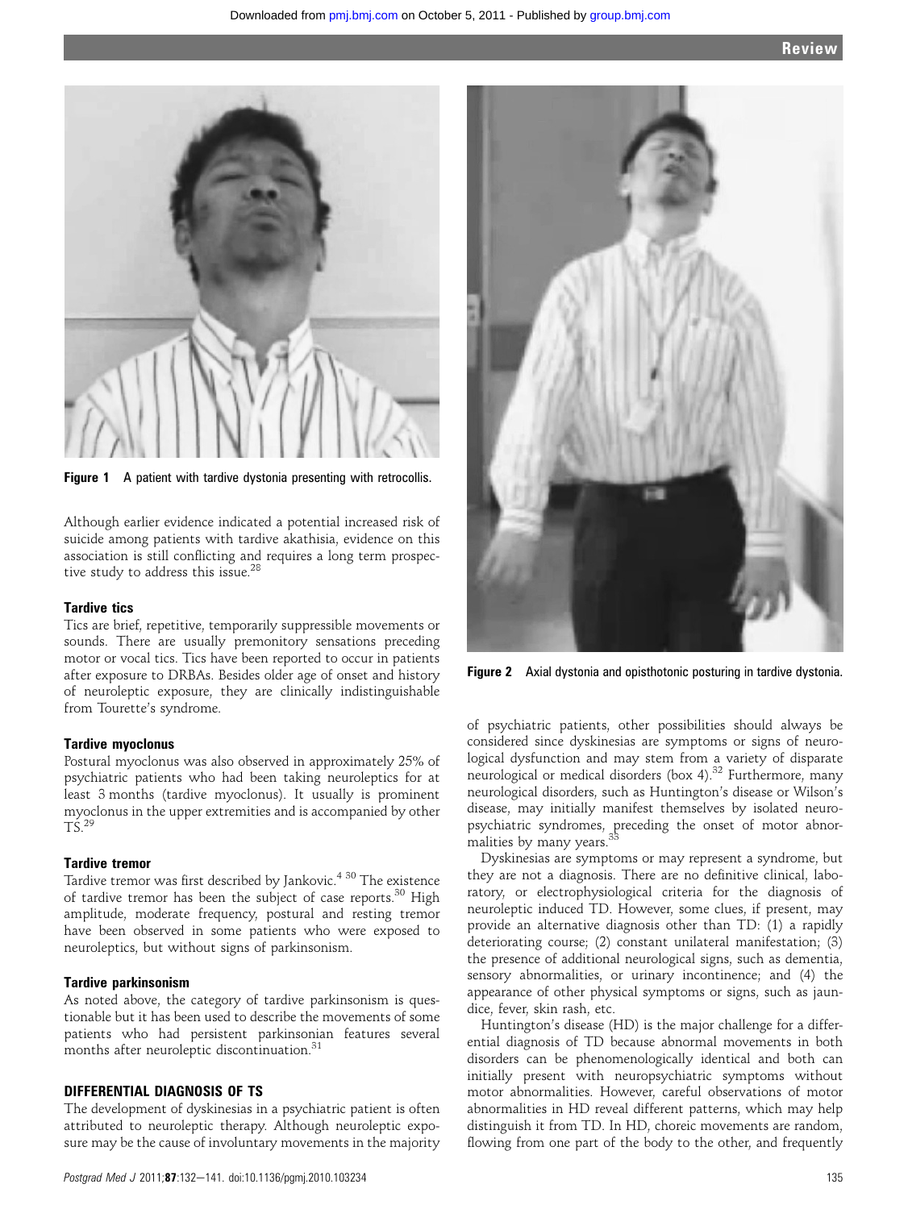Figure 1 A patient with tardive dystonia presenting with retrocollis.

Although earlier evidence indicated a potential increased risk of suicide among patients with tardive akathisia, evidence on this association is still conflicting and requires a long term prospective study to address this issue.[28]

### Tardive tics

Tics are brief, repetitive, temporarily suppressible movements or sounds. There are usually premonitory sensations preceding motor or vocal tics. Tics have been reported to occur in patients after exposure to DRBAs. Besides older age of onset and history of neuroleptic exposure, they are clinically indistinguishable from Tourette's syndrome.

### Tardive myoclonus

Postural myoclonus was also observed in approximately 25% of psychiatric patients who had been taking neuroleptics for at least 3 months (tardive myoclonus). It usually is prominent myoclonus in the upper extremities and is accompanied by other TS.[29]

### Tardive tremor

Tardive tremor was first described by Jankovic.[4 30] The existence of tardive tremor has been the subject of case reports.[30] High amplitude, moderate frequency, postural and resting tremor have been observed in some patients who were exposed to neuroleptics, but without signs of parkinsonism.

### Tardive parkinsonism

As noted above, the category of tardive parkinsonism is questionable but it has been used to describe the movements of some patients who had persistent parkinsonian features several months after neuroleptic discontinuation.[31]

## DIFFERENTIAL DIAGNOSIS OF TS

The development of dyskinesias in a psychiatric patient is often attributed to neuroleptic therapy. Although neuroleptic exposure may be the cause of involuntary movements in the majority of psychiatric patients, other possibilities should always be considered since dyskinesias are symptoms or signs of neurological dysfunction and may stem from a variety of disparate neurological or medical disorders (box 4).[32] Furthermore, many neurological disorders, such as Huntington's disease or Wilson's disease, may initially manifest themselves by isolated neuropsychiatric syndromes, preceding the onset of motor abnormalities by many years.[33]

Figure 2 Axial dystonia and opisthotonic posturing in tardive dystonia.

Dyskinesias are symptoms or may represent a syndrome, but they are not a diagnosis. There are no definitive clinical, laboratory, or electrophysiological criteria for the diagnosis of neuroleptic induced TD. However, some clues, if present, may provide an alternative diagnosis other than TD: (1) a rapidly deteriorating course; (2) constant unilateral manifestation; (3) the presence of additional neurological signs, such as dementia, sensory abnormalities, or urinary incontinence; and (4) the appearance of other physical symptoms or signs, such as jaundice, fever, skin rash, etc.

Huntington's disease (HD) is the major challenge for a differential diagnosis of TD because abnormal movements in both disorders can be phenomenologically identical and both can initially present with neuropsychiatric symptoms without motor abnormalities. However, careful observations of motor abnormalities in HD reveal different patterns, which may help distinguish it from TD. In HD, choreic movements are random, flowing from one part of the body to the other, and frequently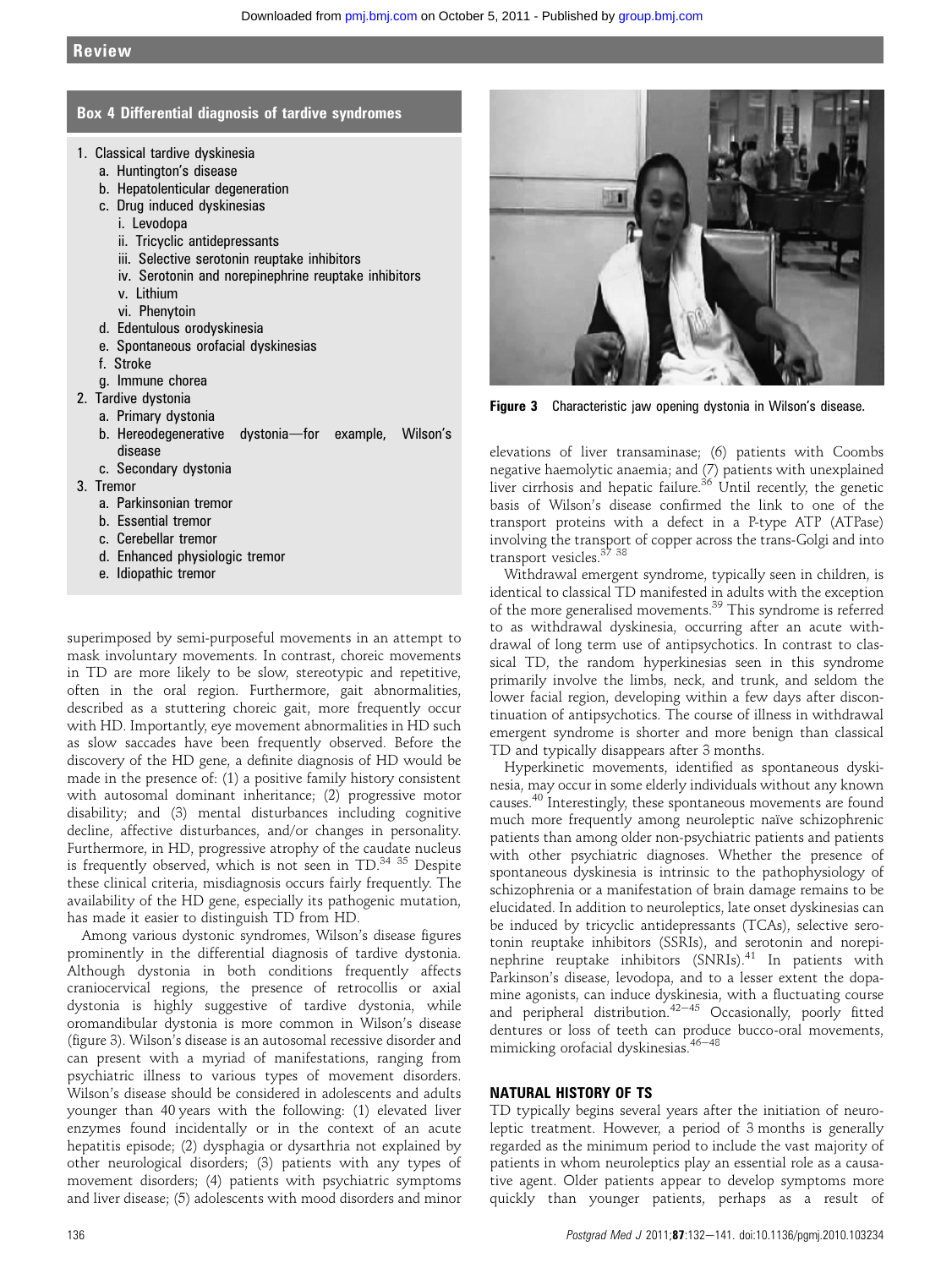### Box 4 Differential diagnosis of tardive syndromes

1. Classical tardive dyskinesia
   a. Huntington's disease
   b. Hepatolenticular degeneration
   c. Drug induced dyskinesias
      i. Levodopa
      ii. Tricyclic antidepressants
      iii. Selective serotonin reuptake inhibitors
      iv. Serotonin and norepinephrine reuptake inhibitors
      v. Lithium
      vi. Phenytoin
   d. Edentulous orodyskinesia
   e. Spontaneous orofacial dyskinesias
   f. Stroke
   g. Immune chorea
2. Tardive dystonia
   a. Primary dystonia
   b. Hereodegenerative dystonia—for example, Wilson's disease
   c. Secondary dystonia
3. Tremor
   a. Parkinsonian tremor
   b. Essential tremor
   c. Cerebellar tremor
   d. Enhanced physiologic tremor
   e. Idiopathic tremor

superimposed by semi-purposeful movements in an attempt to mask involuntary movements. In contrast, choreic movements in TD are more likely to be slow, stereotypic and repetitive, often in the oral region. Furthermore, gait abnormalities, described as a stuttering choreic gait, more frequently occur with HD. Importantly, eye movement abnormalities in HD such as slow saccades have been frequently observed. Before the discovery of the HD gene, a definite diagnosis of HD would be made in the presence of: (1) a positive family history consistent with autosomal dominant inheritance; (2) progressive motor disability; and (3) mental disturbances including cognitive decline, affective disturbances, and/or changes in personality. Furthermore, in HD, progressive atrophy of the caudate nucleus is frequently observed, which is not seen in TD.[34 35] Despite these clinical criteria, misdiagnosis occurs fairly frequently. The availability of the HD gene, especially its pathogenic mutation, has made it easier to distinguish TD from HD.

Among various dystonic syndromes, Wilson's disease figures prominently in the differential diagnosis of tardive dystonia. Although dystonia in both conditions frequently affects craniocervical regions, the presence of retrocollis or axial dystonia is highly suggestive of tardive dystonia, while oromandibular dystonia is more common in Wilson's disease (figure 3). Wilson's disease is an autosomal recessive disorder and can present with a myriad of manifestations, ranging from psychiatric illness to various types of movement disorders. Wilson's disease should be considered in adolescents and adults younger than 40 years with the following: (1) elevated liver enzymes found incidentally or in the context of an acute hepatitis episode; (2) dysphagia or dysarthria not explained by other neurological disorders; (3) patients with any types of movement disorders; (4) patients with psychiatric symptoms and liver disease; (5) adolescents with mood disorders and minor

**Figure 3** Characteristic jaw opening dystonia in Wilson's disease.

elevations of liver transaminase; (6) patients with Coombs negative haemolytic anaemia; and (7) patients with unexplained liver cirrhosis and hepatic failure.[36] Until recently, the genetic basis of Wilson's disease confirmed the link to one of the transport proteins with a defect in a P-type ATP (ATPase) involving the transport of copper across the trans-Golgi and into transport vesicles.[37 38]

Withdrawal emergent syndrome, typically seen in children, is identical to classical TD manifested in adults with the exception of the more generalised movements.[39] This syndrome is referred to as withdrawal dyskinesia, occurring after an acute withdrawal of long term use of antipsychotics. In contrast to classical TD, the random hyperkinesias seen in this syndrome primarily involve the limbs, neck, and trunk, and seldom the lower facial region, developing within a few days after discontinuation of antipsychotics. The course of illness in withdrawal emergent syndrome is shorter and more benign than classical TD and typically disappears after 3 months.

Hyperkinetic movements, identified as spontaneous dyskinesia, may occur in some elderly individuals without any known causes.[40] Interestingly, these spontaneous movements are found much more frequently among neuroleptic naïve schizophrenic patients than among older non-psychiatric patients and patients with other psychiatric diagnoses. Whether the presence of spontaneous dyskinesia is intrinsic to the pathophysiology of schizophrenia or a manifestation of brain damage remains to be elucidated. In addition to neuroleptics, late onset dyskinesias can be induced by tricyclic antidepressants (TCAs), selective serotonin reuptake inhibitors (SSRIs), and serotonin and norepinephrine reuptake inhibitors (SNRIs).[41] In patients with Parkinson's disease, levodopa, and to a lesser extent the dopamine agonists, can induce dyskinesia, with a fluctuating course and peripheral distribution.[42–45] Occasionally, poorly fitted dentures or loss of teeth can produce bucco-oral movements, mimicking orofacial dyskinesias.[46–48]

## NATURAL HISTORY OF TS

TD typically begins several years after the initiation of neuroleptic treatment. However, a period of 3 months is generally regarded as the minimum period to include the vast majority of patients in whom neuroleptics play an essential role as a causative agent. Older patients appear to develop symptoms more quickly than younger patients, perhaps as a result of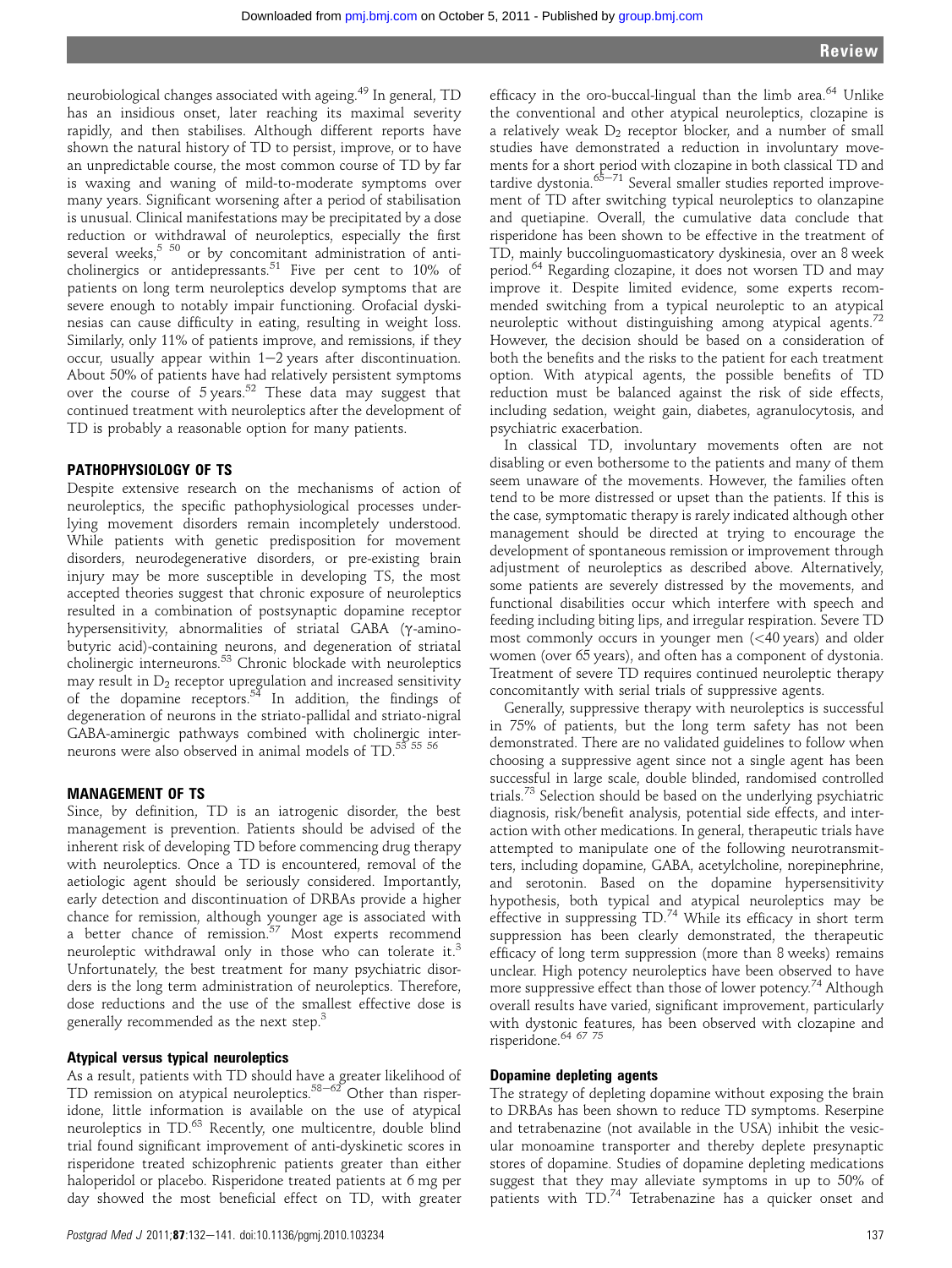neurobiological changes associated with ageing.[49] In general, TD has an insidious onset, later reaching its maximal severity rapidly, and then stabilises. Although different reports have shown the natural history of TD to persist, improve, or to have an unpredictable course, the most common course of TD by far is waxing and waning of mild-to-moderate symptoms over many years. Significant worsening after a period of stabilisation is unusual. Clinical manifestations may be precipitated by a dose reduction or withdrawal of neuroleptics, especially the first several weeks,[5 50] or by concomitant administration of anticholinergics or antidepressants.[51] Five per cent to 10% of patients on long term neuroleptics develop symptoms that are severe enough to notably impair functioning. Orofacial dyskinesias can cause difficulty in eating, resulting in weight loss. Similarly, only 11% of patients improve, and remissions, if they occur, usually appear within 1–2 years after discontinuation. About 50% of patients have had relatively persistent symptoms over the course of 5 years.[52] These data may suggest that continued treatment with neuroleptics after the development of TD is probably a reasonable option for many patients.

## PATHOPHYSIOLOGY OF TS

Despite extensive research on the mechanisms of action of neuroleptics, the specific pathophysiological processes underlying movement disorders remain incompletely understood. While patients with genetic predisposition for movement disorders, neurodegenerative disorders, or pre-existing brain injury may be more susceptible in developing TS, the most accepted theories suggest that chronic exposure of neuroleptics resulted in a combination of postsynaptic dopamine receptor hypersensitivity, abnormalities of striatal GABA (γ-aminobutyric acid)-containing neurons, and degeneration of striatal cholinergic interneurons.[53] Chronic blockade with neuroleptics may result in $D_2$ receptor upregulation and increased sensitivity of the dopamine receptors.[54] In addition, the findings of degeneration of neurons in the striato-pallidal and striato-nigral GABA-aminergic pathways combined with cholinergic interneurons were also observed in animal models of TD.[53 55 56]

## MANAGEMENT OF TS

Since, by definition, TD is an iatrogenic disorder, the best management is prevention. Patients should be advised of the inherent risk of developing TD before commencing drug therapy with neuroleptics. Once a TD is encountered, removal of the aetiologic agent should be seriously considered. Importantly, early detection and discontinuation of DRBAs provide a higher chance for remission, although younger age is associated with a better chance of remission.[57] Most experts recommend neuroleptic withdrawal only in those who can tolerate it.[3] Unfortunately, the best treatment for many psychiatric disorders is the long term administration of neuroleptics. Therefore, dose reductions and the use of the smallest effective dose is generally recommended as the next step.[3]

### Atypical versus typical neuroleptics

As a result, patients with TD should have a greater likelihood of TD remission on atypical neuroleptics.[58–62] Other than risperidone, little information is available on the use of atypical neuroleptics in TD.[63] Recently, one multicentre, double blind trial found significant improvement of anti-dyskinetic scores in risperidone treated schizophrenic patients greater than either haloperidol or placebo. Risperidone treated patients at 6 mg per day showed the most beneficial effect on TD, with greater efficacy in the oro-buccal-lingual than the limb area.[64] Unlike the conventional and other atypical neuroleptics, clozapine is a relatively weak $D_2$ receptor blocker, and a number of small studies have demonstrated a reduction in involuntary movements for a short period with clozapine in both classical TD and tardive dystonia.[65–71] Several smaller studies reported improvement of TD after switching typical neuroleptics to olanzapine and quetiapine. Overall, the cumulative data conclude that risperidone has been shown to be effective in the treatment of TD, mainly buccolinguomasticatory dyskinesia, over an 8 week period.[64] Regarding clozapine, it does not worsen TD and may improve it. Despite limited evidence, some experts recommended switching from a typical neuroleptic to an atypical neuroleptic without distinguishing among atypical agents.[72] However, the decision should be based on a consideration of both the benefits and the risks to the patient for each treatment option. With atypical agents, the possible benefits of TD reduction must be balanced against the risk of side effects, including sedation, weight gain, diabetes, agranulocytosis, and psychiatric exacerbation.

In classical TD, involuntary movements often are not disabling or even bothersome to the patients and many of them seem unaware of the movements. However, the families often tend to be more distressed or upset than the patients. If this is the case, symptomatic therapy is rarely indicated although other management should be directed at trying to encourage the development of spontaneous remission or improvement through adjustment of neuroleptics as described above. Alternatively, some patients are severely distressed by the movements, and functional disabilities occur which interfere with speech and feeding including biting lips, and irregular respiration. Severe TD most commonly occurs in younger men (<40 years) and older women (over 65 years), and often has a component of dystonia. Treatment of severe TD requires continued neuroleptic therapy concomitantly with serial trials of suppressive agents.

Generally, suppressive therapy with neuroleptics is successful in 75% of patients, but the long term safety has not been demonstrated. There are no validated guidelines to follow when choosing a suppressive agent since not a single agent has been successful in large scale, double blinded, randomised controlled trials.[73] Selection should be based on the underlying psychiatric diagnosis, risk/benefit analysis, potential side effects, and interaction with other medications. In general, therapeutic trials have attempted to manipulate one of the following neurotransmitters, including dopamine, GABA, acetylcholine, norepinephrine, and serotonin. Based on the dopamine hypersensitivity hypothesis, both typical and atypical neuroleptics may be effective in suppressing TD.[74] While its efficacy in short term suppression has been clearly demonstrated, the therapeutic efficacy of long term suppression (more than 8 weeks) remains unclear. High potency neuroleptics have been observed to have more suppressive effect than those of lower potency.[74] Although overall results have varied, significant improvement, particularly with dystonic features, has been observed with clozapine and risperidone.[64 67 75]

### Dopamine depleting agents

The strategy of depleting dopamine without exposing the brain to DRBAs has been shown to reduce TD symptoms. Reserpine and tetrabenazine (not available in the USA) inhibit the vesicular monoamine transporter and thereby deplete presynaptic stores of dopamine. Studies of dopamine depleting medications suggest that they may alleviate symptoms in up to 50% of patients with TD.[74] Tetrabenazine has a quicker onset and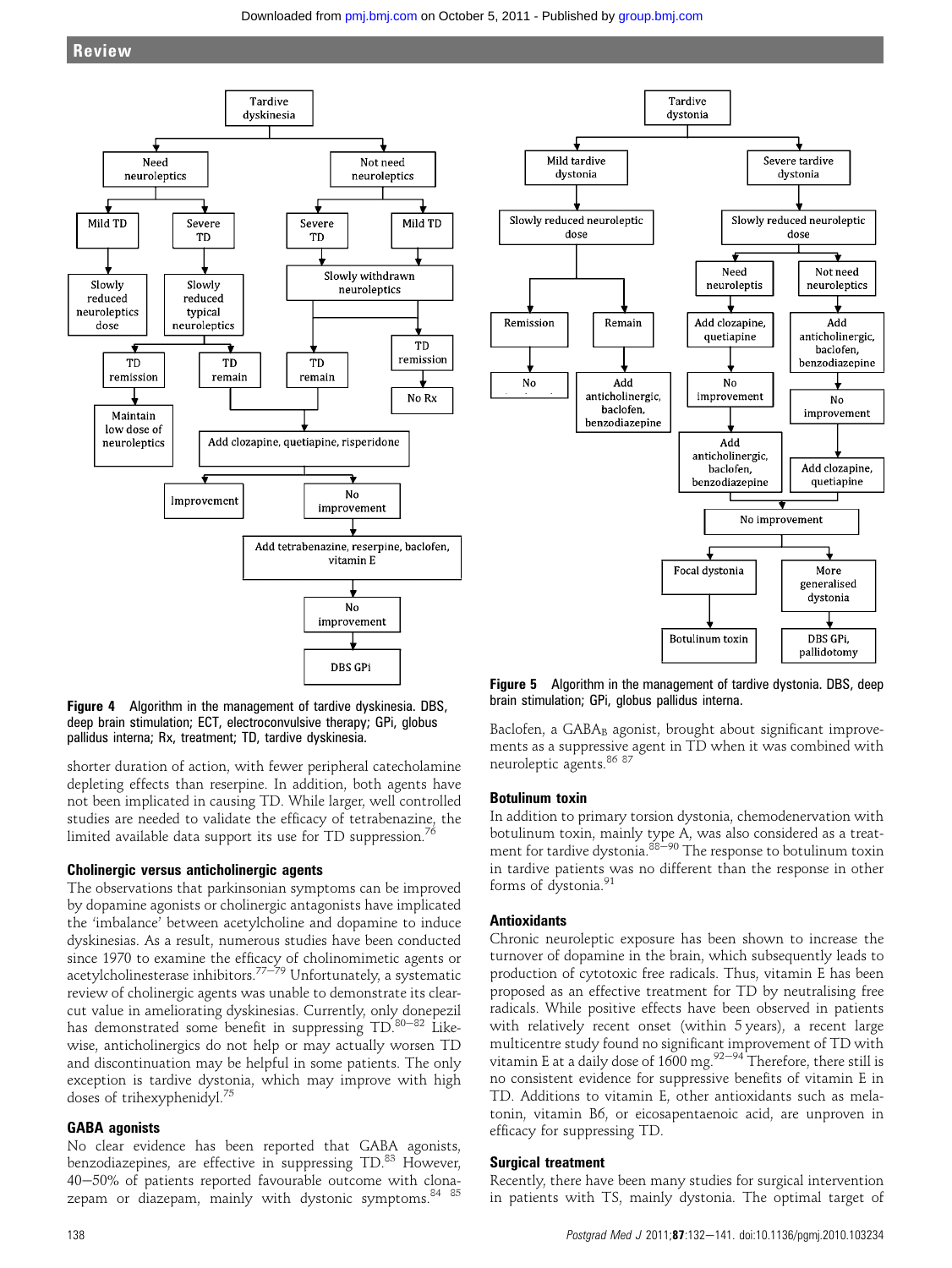Figure 4 Algorithm in the management of tardive dyskinesia. DBS, deep brain stimulation; ECT, electroconvulsive therapy; GPi, globus pallidus interna; Rx, treatment; TD, tardive dyskinesia.

Figure 5 Algorithm in the management of tardive dystonia. DBS, deep brain stimulation; GPi, globus pallidus interna.

shorter duration of action, with fewer peripheral catecholamine depleting effects than reserpine. In addition, both agents have not been implicated in causing TD. While larger, well controlled studies are needed to validate the efficacy of tetrabenazine, the limited available data support its use for TD suppression.[76]

### Cholinergic versus anticholinergic agents

The observations that parkinsonian symptoms can be improved by dopamine agonists or cholinergic antagonists have implicated the 'imbalance' between acetylcholine and dopamine to induce dyskinesias. As a result, numerous studies have been conducted since 1970 to examine the efficacy of cholinomimetic agents or acetylcholinesterase inhibitors.[77–79] Unfortunately, a systematic review of cholinergic agents was unable to demonstrate its clear-cut value in ameliorating dyskinesias. Currently, only donepezil has demonstrated some benefit in suppressing TD.[80–82] Likewise, anticholinergics do not help or may actually worsen TD and discontinuation may be helpful in some patients. The only exception is tardive dystonia, which may improve with high doses of trihexyphenidyl.[75]

### GABA agonists

No clear evidence has been reported that GABA agonists, benzodiazepines, are effective in suppressing TD.[83] However, 40–50% of patients reported favourable outcome with clonazepam or diazepam, mainly with dystonic symptoms.[84 85] Baclofen, a $GABA_B$ agonist, brought about significant improvements as a suppressive agent in TD when it was combined with neuroleptic agents.[86 87]

### Botulinum toxin

In addition to primary torsion dystonia, chemodenervation with botulinum toxin, mainly type A, was also considered as a treatment for tardive dystonia.[88–90] The response to botulinum toxin in tardive patients was no different than the response in other forms of dystonia.[91]

### Antioxidants

Chronic neuroleptic exposure has been shown to increase the turnover of dopamine in the brain, which subsequently leads to production of cytotoxic free radicals. Thus, vitamin E has been proposed as an effective treatment for TD by neutralising free radicals. While positive effects have been observed in patients with relatively recent onset (within 5 years), a recent large multicentre study found no significant improvement of TD with vitamin E at a daily dose of 1600 mg.[92–94] Therefore, there still is no consistent evidence for suppressive benefits of vitamin E in TD. Additions to vitamin E, other antioxidants such as melatonin, vitamin B6, or eicosapentaenoic acid, are unproven in efficacy for suppressing TD.

### Surgical treatment

Recently, there have been many studies for surgical intervention in patients with TS, mainly dystonia. The optimal target of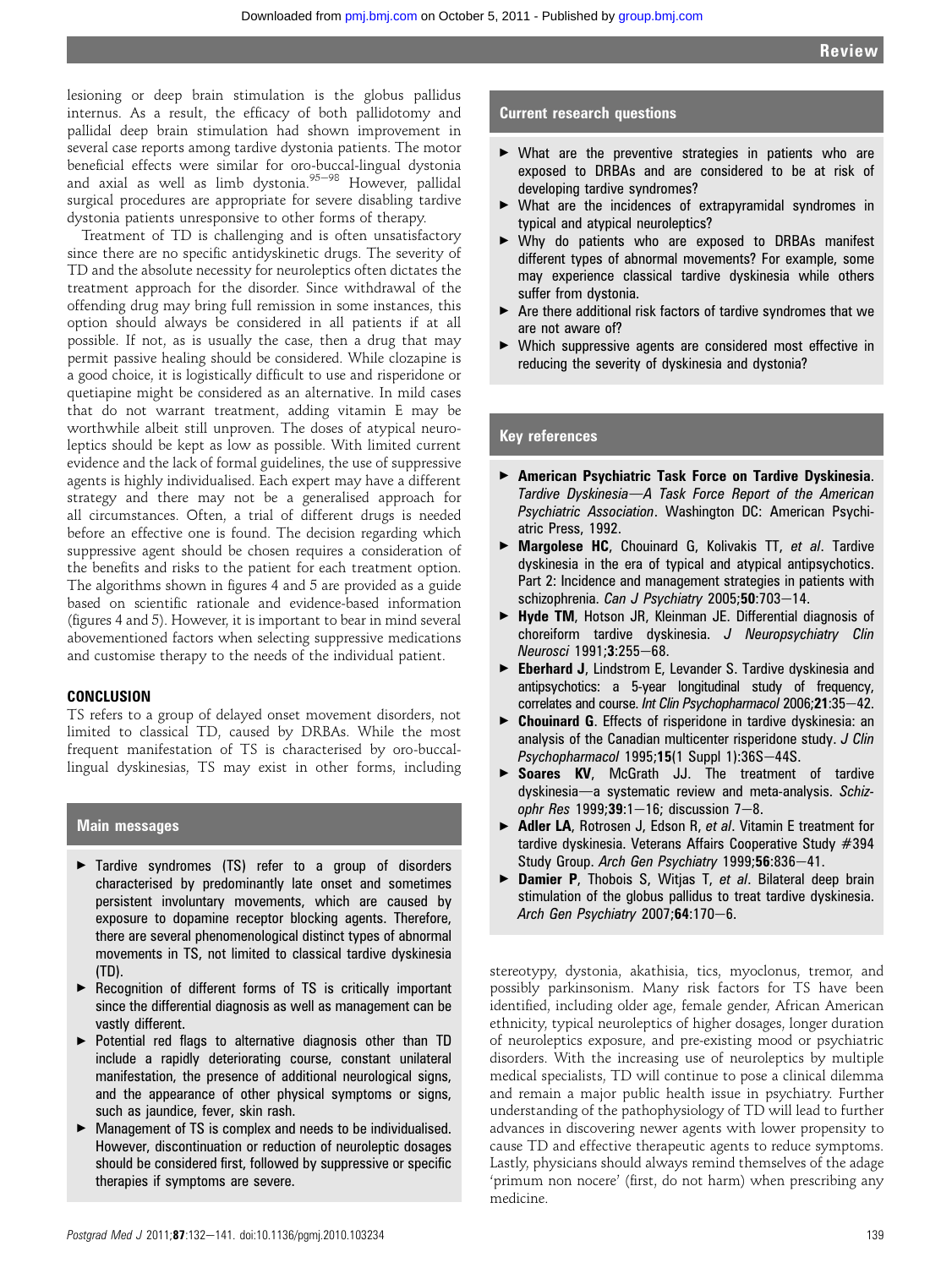lesioning or deep brain stimulation is the globus pallidus internus. As a result, the efficacy of both pallidotomy and pallidal deep brain stimulation had shown improvement in several case reports among tardive dystonia patients. The motor beneficial effects were similar for oro-buccal-lingual dystonia and axial as well as limb dystonia.[95–98] However, pallidal surgical procedures are appropriate for severe disabling tardive dystonia patients unresponsive to other forms of therapy.

Treatment of TD is challenging and is often unsatisfactory since there are no specific antidyskinetic drugs. The severity of TD and the absolute necessity for neuroleptics often dictates the treatment approach for the disorder. Since withdrawal of the offending drug may bring full remission in some instances, this option should always be considered in all patients if at all possible. If not, as is usually the case, then a drug that may permit passive healing should be considered. While clozapine is a good choice, it is logistically difficult to use and risperidone or quetiapine might be considered as an alternative. In mild cases that do not warrant treatment, adding vitamin E may be worthwhile albeit still unproven. The doses of atypical neuroleptics should be kept as low as possible. With limited current evidence and the lack of formal guidelines, the use of suppressive agents is highly individualised. Each expert may have a different strategy and there may not be a generalised approach for all circumstances. Often, a trial of different drugs is needed before an effective one is found. The decision regarding which suppressive agent should be chosen requires a consideration of the benefits and risks to the patient for each treatment option. The algorithms shown in figures 4 and 5 are provided as a guide based on scientific rationale and evidence-based information (figures 4 and 5). However, it is important to bear in mind several abovementioned factors when selecting suppressive medications and customise therapy to the needs of the individual patient.

## CONCLUSION

TS refers to a group of delayed onset movement disorders, not limited to classical TD, caused by DRBAs. While the most frequent manifestation of TS is characterised by oro-buccal-lingual dyskinesias, TS may exist in other forms, including stereotypy, dystonia, akathisia, tics, myoclonus, tremor, and possibly parkinsonism. Many risk factors for TS have been identified, including older age, female gender, African American ethnicity, typical neuroleptics of higher dosages, longer duration of neuroleptics exposure, and pre-existing mood or psychiatric disorders. With the increasing use of neuroleptics by multiple medical specialists, TD will continue to pose a clinical dilemma and remain a major public health issue in psychiatry. Further understanding of the pathophysiology of TD will lead to further advances in discovering newer agents with lower propensity to cause TD and effective therapeutic agents to reduce symptoms. Lastly, physicians should always remind themselves of the adage 'primum non nocere' (first, do not harm) when prescribing any medicine.

### Main messages

- Tardive syndromes (TS) refer to a group of disorders characterised by predominantly late onset and sometimes persistent involuntary movements, which are caused by exposure to dopamine receptor blocking agents. Therefore, there are several phenomenological distinct types of abnormal movements in TS, not limited to classical tardive dyskinesia (TD).
- Recognition of different forms of TS is critically important since the differential diagnosis as well as management can be vastly different.
- Potential red flags to alternative diagnosis other than TD include a rapidly deteriorating course, constant unilateral manifestation, the presence of additional neurological signs, and the appearance of other physical symptoms or signs, such as jaundice, fever, skin rash.
- Management of TS is complex and needs to be individualised. However, discontinuation or reduction of neuroleptic dosages should be considered first, followed by suppressive or specific therapies if symptoms are severe.

### Current research questions

- What are the preventive strategies in patients who are exposed to DRBAs and are considered to be at risk of developing tardive syndromes?
- What are the incidences of extrapyramidal syndromes in typical and atypical neuroleptics?
- Why do patients who are exposed to DRBAs manifest different types of abnormal movements? For example, some may experience classical tardive dyskinesia while others suffer from dystonia.
- Are there additional risk factors of tardive syndromes that we are not aware of?
- Which suppressive agents are considered most effective in reducing the severity of dyskinesia and dystonia?

### Key references

- **American Psychiatric Task Force on Tardive Dyskinesia**. *Tardive Dyskinesia—A Task Force Report of the American Psychiatric Association*. Washington DC: American Psychiatric Press, 1992.
- **Margolese HC**, Chouinard G, Kolivakis TT, *et al*. Tardive dyskinesia in the era of typical and atypical antipsychotics. Part 2: Incidence and management strategies in patients with schizophrenia. *Can J Psychiatry* 2005;**50**:703–14.
- **Hyde TM**, Hotson JR, Kleinman JE. Differential diagnosis of choreiform tardive dyskinesia. *J Neuropsychiatry Clin Neurosci* 1991;**3**:255–68.
- **Eberhard J**, Lindstrom E, Levander S. Tardive dyskinesia and antipsychotics: a 5-year longitudinal study of frequency, correlates and course. *Int Clin Psychopharmacol* 2006;**21**:35–42.
- **Chouinard G**. Effects of risperidone in tardive dyskinesia: an analysis of the Canadian multicenter risperidone study. *J Clin Psychopharmacol* 1995;**15**(1 Suppl 1):36S–44S.
- **Soares KV**, McGrath JJ. The treatment of tardive dyskinesia—a systematic review and meta-analysis. *Schizophr Res* 1999;**39**:1–16; discussion 7–8.
- **Adler LA**, Rotrosen J, Edson R, *et al*. Vitamin E treatment for tardive dyskinesia. Veterans Affairs Cooperative Study #394 Study Group. *Arch Gen Psychiatry* 1999;**56**:836–41.
- **Damier P**, Thobois S, Witjas T, *et al*. Bilateral deep brain stimulation of the globus pallidus to treat tardive dyskinesia. *Arch Gen Psychiatry* 2007;**64**:170–6.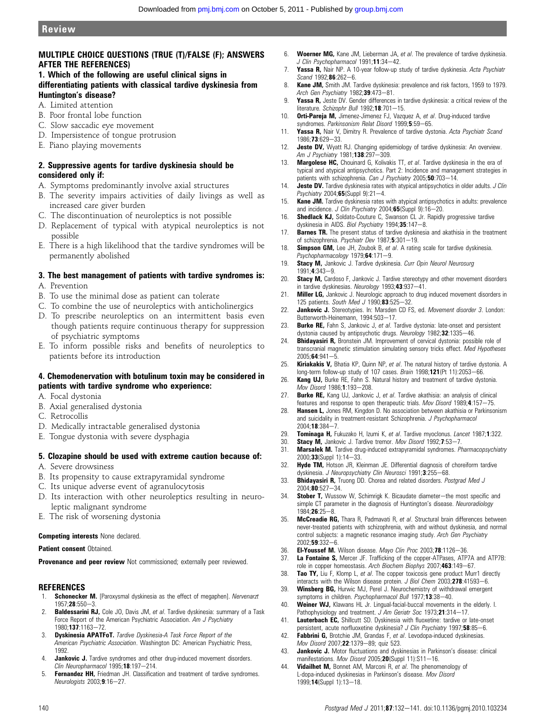## MULTIPLE CHOICE QUESTIONS (TRUE (T)/FALSE (F); ANSWERS AFTER THE REFERENCES)

### 1. Which of the following are useful clinical signs in differentiating patients with classical tardive dyskinesia from Huntington's disease?

A. Limited attention
B. Poor frontal lobe function
C. Slow saccadic eye movement
D. Impersistence of tongue protrusion
E. Piano playing movements

### 2. Suppressive agents for tardive dyskinesia should be considered only if:

A. Symptoms predominantly involve axial structures
B. The severity impairs activities of daily livings as well as increased care giver burden
C. The discontinuation of neuroleptics is not possible
D. Replacement of typical with atypical neuroleptics is not possible
E. There is a high likelihood that the tardive syndromes will be permanently abolished

### 3. The best management of patients with tardive syndromes is:

A. Prevention
B. To use the minimal dose as patient can tolerate
C. To combine the use of neuroleptics with anticholinergics
D. To prescribe neuroleptics on an intermittent basis even though patients require continuous therapy for suppression of psychiatric symptoms
E. To inform possible risks and benefits of neuroleptics to patients before its introduction

### 4. Chemodenervation with botulinum toxin may be considered in patients with tardive syndrome who experience:

A. Focal dystonia
B. Axial generalised dystonia
C. Retrocollis
D. Medically intractable generalised dystonia
E. Tongue dystonia with severe dysphagia

### 5. Clozapine should be used with extreme caution because of:

A. Severe drowsiness
B. Its propensity to cause extrapyramidal syndrome
C. Its unique adverse event of agranulocytosis
D. Its interaction with other neuroleptics resulting in neuroleptic malignant syndrome
E. The risk of worsening dystonia

**Competing interests** None declared.

**Patient consent** Obtained.

**Provenance and peer review** Not commissioned; externally peer reviewed.

## REFERENCES

1. **Schonecker M.** [Paroxysmal dyskinesia as the effect of megaphen]. *Nervenarzt* 1957;**28**:550—3.
2. **Baldessarini RJ,** Cole JO, Davis JM, *et al*. Tardive dyskinesia: summary of a Task Force Report of the American Psychiatric Association. *Am J Psychiatry* 1980;**137**:1163—72.
3. **Dyskinesia APATFoT.** *Tardive Dyskinesia-A Task Force Report of the American Psychiatric Association*. Washington DC: American Psychiatric Press, 1992.
4. **Jankovic J.** Tardive syndromes and other drug-induced movement disorders. *Clin Neuropharmacol* 1995;**18**:197—214.
5. **Fernandez HH,** Friedman JH. Classification and treatment of tardive syndromes. *Neurologists* 2003;**9**:16—27.
6. **Woerner MG,** Kane JM, Lieberman JA, *et al*. The prevalence of tardive dyskinesia. *J Clin Psychopharmacol* 1991;**11**:34—42.
7. **Yassa R,** Nair NP. A 10-year follow-up study of tardive dyskinesia. *Acta Psychiatr Scand* 1992;**86**:262—6.
8. **Kane JM,** Smith JM. Tardive dyskinesia: prevalence and risk factors, 1959 to 1979. *Arch Gen Psychiatry* 1982;**39**:473—81.
9. **Yassa R,** Jeste DV. Gender differences in tardive dyskinesia: a critical review of the literature. *Schizophr Bull* 1992;**18**:701—15.
10. **Orti-Pareja M,** Jimenez-Jimenez FJ, Vazquez A, *et al*. Drug-induced tardive syndromes. *Parkinsonism Relat Disord* 1999;**5**:59—65.
11. **Yassa R,** Nair V, Dimitry R. Prevalence of tardive dystonia. *Acta Psychiatr Scand* 1986;**73**:629—33.
12. **Jeste DV,** Wyatt RJ. Changing epidemiology of tardive dyskinesia: An overview. *Am J Psychiatry* 1981;**138**:297—309.
13. **Margolese HC,** Chouinard G, Kolivakis TT, *et al*. Tardive dyskinesia in the era of typical and atypical antipsychotics. Part 2: Incidence and management strategies in patients with schizophrenia. *Can J Psychiatry* 2005;**50**:703—14.
14. **Jeste DV.** Tardive dyskinesia rates with atypical antipsychotics in older adults. *J Clin Psychiatry* 2004;**65**(Suppl 9):21—4.
15. **Kane JM.** Tardive dyskinesia rates with atypical antipsychotics in adults: prevalence and incidence. *J Clin Psychiatry* 2004;**65**(Suppl 9):16—20.
16. **Shedlack KJ,** Soldato-Couture C, Swanson CL Jr. Rapidly progressive tardive dyskinesia in AIDS. *Biol Psychiatry* 1994;**35**:147—8.
17. **Barnes TR.** The present status of tardive dyskinesia and akathisia in the treatment of schizophrenia. *Psychiatr Dev* 1987;**5**:301—19.
18. **Simpson GM,** Lee JH, Zoubok B, *et al*. A rating scale for tardive dyskinesia. *Psychopharmacology* 1979;**64**:171—9.
19. **Stacy M,** Jankovic J. Tardive dyskinesia. *Curr Opin Neurol Neurosurg* 1991;**4**:343—9.
20. **Stacy M,** Cardoso F, Jankovic J. Tardive stereotypy and other movement disorders in tardive dyskinesias. *Neurology* 1993;**43**:937—41.
21. **Miller LG,** Jankovic J. Neurologic approach to drug induced movement disorders in 125 patients. *South Med J* 1990;**83**:525—32.
22. **Jankovic J.** Stereotypies. In: Marsden CD FS, ed. *Movement disorder 3*. London: Butterworth-Heinemann, 1994:503—17.
23. **Burke RE,** Fahn S, Jankovic J, *et al*. Tardive dystonia: late-onset and persistent dystonia caused by antipsychotic drugs. *Neurology* 1982;**32**:1335—46.
24. **Bhidayasiri R,** Bronstein JM. Improvement of cervical dystonia: possible role of transcranial magnetic stimulation simulating sensory tricks effect. *Med Hypotheses* 2005;**64**:941—5.
25. **Kiriakakis V,** Bhatia KP, Quinn NP, *et al*. The natural history of tardive dystonia. A long-term follow-up study of 107 cases. *Brain* 1998;**121**(Pt 11):2053—66.
26. **Kang UJ,** Burke RE, Fahn S. Natural history and treatment of tardive dystonia. *Mov Disord* 1986;**1**:193—208.
27. **Burke RE,** Kang UJ, Jankovic J, *et al*. Tardive akathisia: an analysis of clinical features and response to open therapeutic trials. *Mov Disord* 1989;**4**:157—75.
28. **Hansen L,** Jones RM, Kingdon D. No association between akathisia or Parkinsonism and suicidality in treatment-resistant Schizophrenia. *J Psychopharmacol* 2004;**18**:384—7.
29. **Tominaga H,** Fukuzako H, Izumi K, *et al*. Tardive myoclonus. *Lancet* 1987;**1**:322.
30. **Stacy M,** Jankovic J. Tardive tremor. *Mov Disord* 1992;**7**:53—7.
31. **Marsalek M.** Tardive drug-induced extrapyramidal syndromes. *Pharmacopsychiatry* 2000;**33**(Suppl 1):14—33.
32. **Hyde TM,** Hotson JR, Kleinman JE. Differential diagnosis of choreiform tardive dyskinesia. *J Neuropsychiatry Clin Neurosci* 1991;**3**:255—68.
33. **Bhidayasiri R,** Truong DD. Chorea and related disorders. *Postgrad Med J* 2004;**80**:527—34.
34. **Stober T,** Wussow W, Schimrigk K. Bicaudate diameter—the most specific and simple CT parameter in the diagnosis of Huntington's disease. *Neuroradiology* 1984;**26**:25—8.
35. **McCreadie RG,** Thara R, Padmavati R, *et al*. Structural brain differences between never-treated patients with schizophrenia, with and without dyskinesia, and normal control subjects: a magnetic resonance imaging study. *Arch Gen Psychiatry* 2002;**59**:332—6.
36. **El-Youssef M.** Wilson disease. *Mayo Clin Proc* 2003;**78**:1126—36.
37. **La Fontaine S,** Mercer JF. Trafficking of the copper-ATPases, ATP7A and ATP7B: role in copper homeostasis. *Arch Biochem Biophys* 2007;**463**:149—67.
38. **Tao TY,** Liu F, Klomp L, *et al*. The copper toxicosis gene product Murr1 directly interacts with the Wilson disease protein. *J Biol Chem* 2003;**278**:41593—6.
39. **Winsberg BG,** Hurwic MJ, Perel J. Neurochemistry of withdrawal emergent symptoms in children. *Psychopharmacol Bull* 1977;**13**:38—40.
40. **Weiner WJ,** Klawans HL Jr. Lingual-facial-buccal movements in the elderly. I. Pathophysiology and treatment. *J Am Geriatr Soc* 1973;**21**:314—17.
41. **Lauterbach EC,** Shillcutt SD. Dyskinesia with fluoxetine: tardive or late-onset persistent, acute norfluoxetine dyskinesia? *J Clin Psychiatry* 1997;**58**:85—6.
42. **Fabbrini G,** Brotchie JM, Grandas F, *et al*. Levodopa-induced dyskinesias. *Mov Disord* 2007;**22**:1379—89; quiz 523.
43. **Jankovic J.** Motor fluctuations and dyskinesias in Parkinson's disease: clinical manifestations. *Mov Disord* 2005;**20**(Suppl 11):S11—16.
44. **Vidailhet M,** Bonnet AM, Marconi R, *et al*. The phenomenology of L-dopa-induced dyskinesias in Parkinson's disease. *Mov Disord* 1999;**14**(Suppl 1):13—18.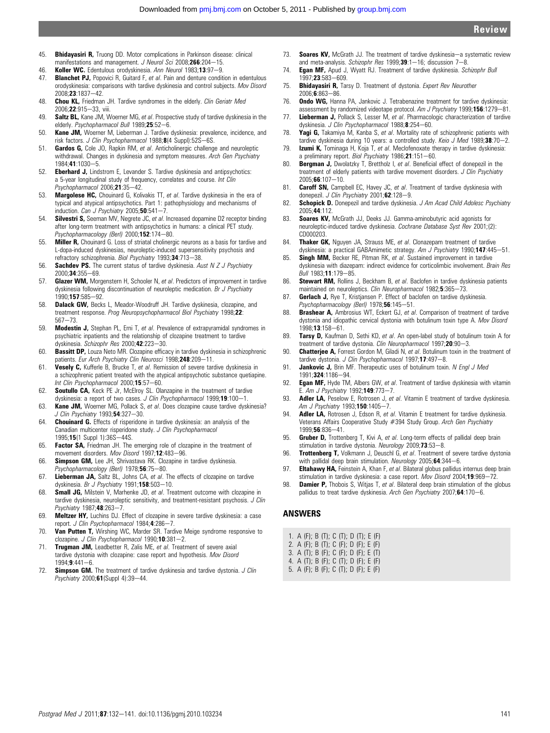45. **Bhidayasiri R,** Truong DD. Motor complications in Parkinson disease: clinical manifestations and management. *J Neurol Sci* 2008;**266**:204–15.
46. **Koller WC.** Edentulous orodyskinesia. *Ann Neurol* 1983;**13**:97–9.
47. **Blanchet PJ,** Popovici R, Guitard F, *et al*. Pain and denture condition in edentulous orodyskinesia: comparisons with tardive dyskinesia and control subjects. *Mov Disord* 2008;**23**:1837–42.
48. **Chou KL,** Friedman JH. Tardive syndromes in the elderly. *Clin Geriatr Med* 2006;**22**:915–33, viii.
49. **Saltz BL,** Kane JM, Woerner MG, *et al*. Prospective study of tardive dyskinesia in the elderly. *Psychopharmacol Bull* 1989;**25**:52–6.
50. **Kane JM,** Woerner M, Lieberman J. Tardive dyskinesia: prevalence, incidence, and risk factors. *J Clin Psychopharmacol* 1988;**8**(4 Suppl):52S–6S.
51. **Gardos G,** Cole JO, Rapkin RM, *et al*. Anticholinergic challenge and neuroleptic withdrawal. Changes in dyskinesia and symptom measures. *Arch Gen Psychiatry* 1984;**41**:1030–5.
52. **Eberhard J,** Lindstrom E, Levander S. Tardive dyskinesia and antipsychotics: a 5-year longitudinal study of frequency, correlates and course. *Int Clin Psychopharmacol* 2006;**21**:35–42.
53. **Margolese HC,** Chouinard G, Kolivakis TT, *et al*. Tardive dyskinesia in the era of typical and atypical antipsychotics. Part 1: pathophysiology and mechanisms of induction. *Can J Psychiatry* 2005;**50**:541–7.
54. **Silvestri S,** Seeman MV, Negrete JC, *et al*. Increased dopamine D2 receptor binding after long-term treatment with antipsychotics in humans: a clinical PET study. *Psychopharmacology (Berl)* 2000;**152**:174–80.
55. **Miller R,** Chouinard G. Loss of striatal cholinergic neurons as a basis for tardive and L-dopa-induced dyskinesias, neuroleptic-induced supersensitivity psychosis and refractory schizophrenia. *Biol Psychiatry* 1993;**34**:713–38.
56. **Sachdev PS.** The current status of tardive dyskinesia. *Aust N Z J Psychiatry* 2000;**34**:355–69.
57. **Glazer WM,** Morgenstern H, Schooler N, *et al*. Predictors of improvement in tardive dyskinesia following discontinuation of neuroleptic medication. *Br J Psychiatry* 1990;**157**:585–92.
58. **Dalack GW,** Becks L, Meador-Woodruff JH. Tardive dyskinesia, clozapine, and treatment response. *Prog Neuropsychopharmacol Biol Psychiatry* 1998;**22**:567–73.
59. **Modestin J,** Stephan PL, Erni T, *et al*. Prevalence of extrapyramidal syndromes in psychiatric inpatients and the relationship of clozapine treatment to tardive dyskinesia. *Schizophr Res* 2000;**42**:223–30.
60. **Bassitt DP,** Louza Neto MR. Clozapine efficacy in tardive dyskinesia in schizophrenic patients. *Eur Arch Psychiatry Clin Neurosci* 1998;**248**:209–11.
61. **Vesely C,** Kufferle B, Brucke T, *et al*. Remission of severe tardive dyskinesia in a schizophrenic patient treated with the atypical antipsychotic substance quetiapine. *Int Clin Psychopharmacol* 2000;**15**:57–60.
62. **Soutullo CA,** Keck PE Jr, McElroy SL. Olanzapine in the treatment of tardive dyskinesia: a report of two cases. *J Clin Psychopharmacol* 1999;**19**:100–1.
63. **Kane JM,** Woerner MG, Pollack S, *et al*. Does clozapine cause tardive dyskinesia? *J Clin Psychiatry* 1993;**54**:327–30.
64. **Chouinard G.** Effects of risperidone in tardive dyskinesia: an analysis of the Canadian multicenter risperidone study. *J Clin Psychopharmacol* 1995;**15**(1 Suppl 1):36S–44S.
65. **Factor SA,** Friedman JH. The emerging role of clozapine in the treatment of movement disorders. *Mov Disord* 1997;**12**:483–96.
66. **Simpson GM,** Lee JH, Shrivastava RK. Clozapine in tardive dyskinesia. *Psychopharmacology (Berl)* 1978;**56**:75–80.
67. **Lieberman JA,** Saltz BL, Johns CA, *et al*. The effects of clozapine on tardive dyskinesia. *Br J Psychiatry* 1991;**158**:503–10.
68. **Small JG,** Milstein V, Marhenke JD, *et al*. Treatment outcome with clozapine in tardive dyskinesia, neuroleptic sensitivity, and treatment-resistant psychosis. *J Clin Psychiatry* 1987;**48**:263–7.
69. **Meltzer HY,** Luchins DJ. Effect of clozapine in severe tardive dyskinesia: a case report. *J Clin Psychopharmacol* 1984;**4**:286–7.
70. **Van Putten T,** Wirshing WC, Marder SR. Tardive Meige syndrome responsive to clozapine. *J Clin Psychopharmacol* 1990;**10**:381–2.
71. **Trugman JM,** Leadbetter R, Zalis ME, *et al*. Treatment of severe axial tardive dystonia with clozapine: case report and hypothesis. *Mov Disord* 1994;**9**:441–6.
72. **Simpson GM.** The treatment of tardive dyskinesia and tardive dystonia. *J Clin Psychiatry* 2000;**61**(Suppl 4):39–44.
73. **Soares KV,** McGrath JJ. The treatment of tardive dyskinesia—a systematic review and meta-analysis. *Schizophr Res* 1999;**39**:1–16; discussion 7–8.
74. **Egan MF,** Apud J, Wyatt RJ. Treatment of tardive dyskinesia. *Schizophr Bull* 1997;**23**:583–609.
75. **Bhidayasiri R,** Tarsy D. Treatment of dystonia. *Expert Rev Neurother* 2006;**6**:863–86.
76. **Ondo WG,** Hanna PA, Jankovic J. Tetrabenazine treatment for tardive dyskinesia: assessment by randomized videotape protocol. *Am J Psychiatry* 1999;**156**:1279–81.
77. **Lieberman J,** Pollack S, Lesser M, *et al*. Pharmacologic characterization of tardive dyskinesia. *J Clin Psychopharmacol* 1988;**8**:254–60.
78. **Yagi G,** Takamiya M, Kanba S, *et al*. Mortality rate of schizophrenic patients with tardive dyskinesia during 10 years: a controlled study. *Keio J Med* 1989;**38**:70–2.
79. **Izumi K,** Tominaga H, Koja T, *et al*. Meclofenoxate therapy in tardive dyskinesia: a preliminary report. *Biol Psychiatry* 1986;**21**:151–60.
80. **Bergman J,** Dwolatzky T, Brettholz I, *et al*. Beneficial effect of donepezil in the treatment of elderly patients with tardive movement disorders. *J Clin Psychiatry* 2005;**66**:107–10.
81. **Caroff SN,** Campbell EC, Havey JC, *et al*. Treatment of tardive dyskinesia with donepezil. *J Clin Psychiatry* 2001;**62**:128–9.
82. **Schopick D.** Donepezil and tardive dyskinesia. *J Am Acad Child Adolesc Psychiatry* 2005;**44**:112.
83. **Soares KV,** McGrath JJ, Deeks JJ. Gamma-aminobutyric acid agonists for neuroleptic-induced tardive dyskinesia. *Cochrane Database Syst Rev* 2001;(2):CD000203.
84. **Thaker GK,** Nguyen JA, Strauss ME, *et al*. Clonazepam treatment of tardive dyskinesia: a practical GABAmimetic strategy. *Am J Psychiatry* 1990;**147**:445–51.
85. **Singh MM,** Becker RE, Pitman RK, *et al*. Sustained improvement in tardive dyskinesia with diazepam: indirect evidence for corticolimbic involvement. *Brain Res Bull* 1983;**11**:179–85.
86. **Stewart RM,** Rollins J, Beckham B, *et al*. Baclofen in tardive dyskinesia patients maintained on neuroleptics. *Clin Neuropharmacol* 1982;**5**:365–73.
87. **Gerlach J,** Rye T, Kristjansen P. Effect of baclofen on tardive dyskinesia. *Psychopharmacology (Berl)* 1978;**56**:145–51.
88. **Brashear A,** Ambrosius WT, Eckert GJ, *et al*. Comparison of treatment of tardive dystonia and idiopathic cervical dystonia with botulinum toxin type A. *Mov Disord* 1998;**13**:158–61.
89. **Tarsy D,** Kaufman D, Sethi KD, *et al*. An open-label study of botulinum toxin A for treatment of tardive dystonia. *Clin Neuropharmacol* 1997;**20**:90–3.
90. **Chatterjee A,** Forrest Gordon M, Giladi N, *et al*. Botulinum toxin in the treatment of tardive dystonia. *J Clin Psychopharmacol* 1997;**17**:497–8.
91. **Jankovic J,** Brin MF. Therapeutic uses of botulinum toxin. *N Engl J Med* 1991;**324**:1186–94.
92. **Egan MF,** Hyde TM, Albers GW, *et al*. Treatment of tardive dyskinesia with vitamin E. *Am J Psychiatry* 1992;**149**:773–7.
93. **Adler LA,** Peselow E, Rotrosen J, *et al*. Vitamin E treatment of tardive dyskinesia. *Am J Psychiatry* 1993;**150**:1405–7.
94. **Adler LA,** Rotrosen J, Edson R, *et al*. Vitamin E treatment for tardive dyskinesia. Veterans Affairs Cooperative Study #394 Study Group. *Arch Gen Psychiatry* 1999;**56**:836–41.
95. **Gruber D,** Trottenberg T, Kivi A, *et al*. Long-term effects of pallidal deep brain stimulation in tardive dystonia. *Neurology* 2009;**73**:53–8.
96. **Trottenberg T,** Volkmann J, Deuschl G, *et al*. Treatment of severe tardive dystonia with pallidal deep brain stimulation. *Neurology* 2005;**64**:344–6.
97. **Eltahawy HA,** Feinstein A, Khan F, *et al*. Bilateral globus pallidus internus deep brain stimulation in tardive dyskinesia: a case report. *Mov Disord* 2004;**19**:969–72.
98. **Damier P,** Thobois S, Witjas T, *et al*. Bilateral deep brain stimulation of the globus pallidus to treat tardive dyskinesia. *Arch Gen Psychiatry* 2007;**64**:170–6.

## ANSWERS

1. A (F); B (T); C (T); D (T); E (F)
2. A (F); B (T); C (F); D (F); E (F)
3. A (T); B (F); C (F); D (F); E (T)
4. A (T); B (F); C (T); D (F); E (F)
5. A (F); B (F); C (T); D (F); E (F)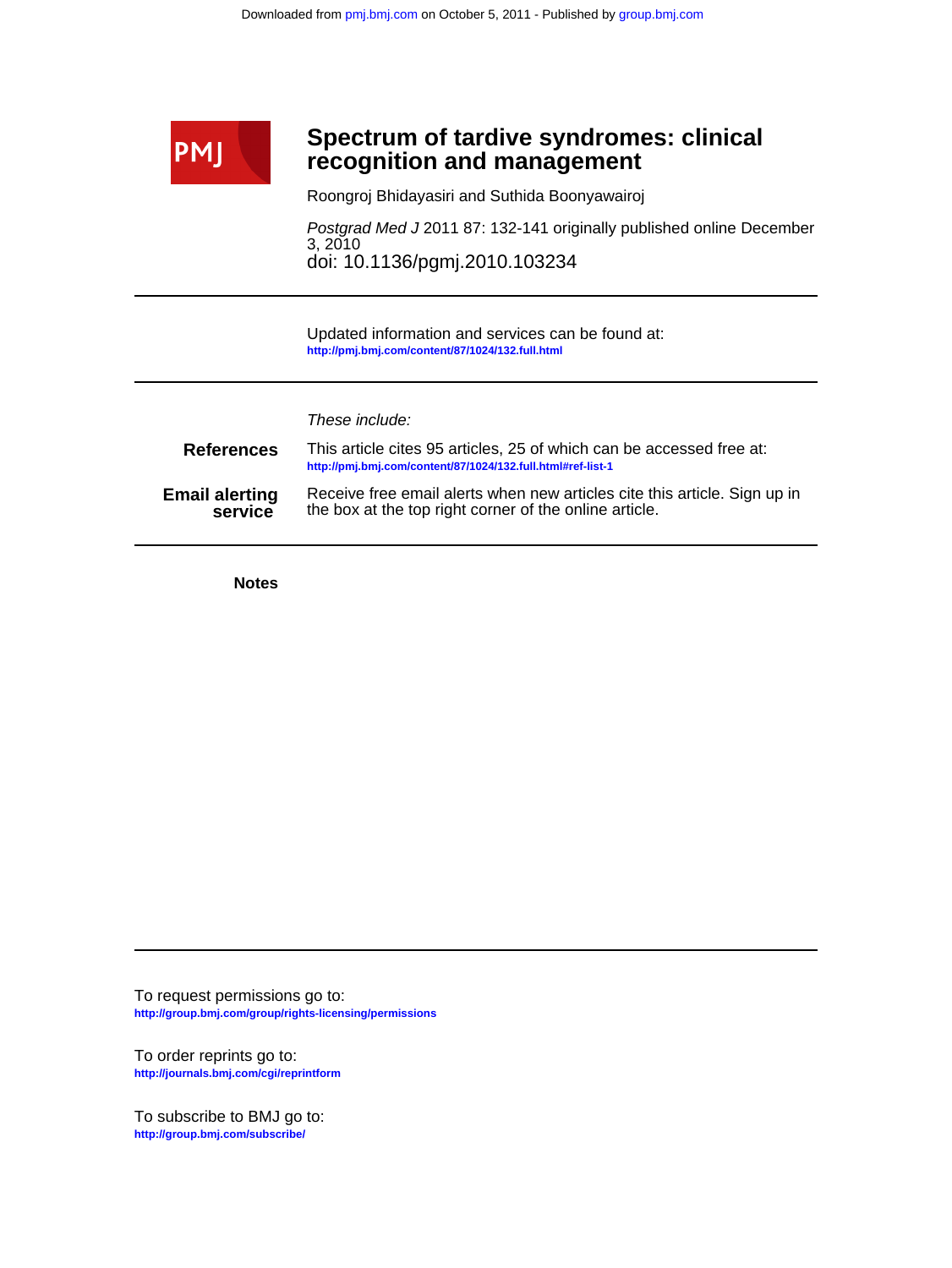Downloaded from pmj.bmj.com on October 5, 2011 - Published by group.bmj.com

PMJ

# Spectrum of tardive syndromes: clinical recognition and management

Roongroj Bhidayasiri and Suthida Boonyawairoj

*Postgrad Med J* 2011 87: 132-141 originally published online December 3, 2010

doi: 10.1136/pgmj.2010.103234

---

Updated information and services can be found at:
http://pmj.bmj.com/content/87/1024/132.full.html

---

*These include:*

**References** This article cites 95 articles, 25 of which can be accessed free at:
http://pmj.bmj.com/content/87/1024/132.full.html#ref-list-1

**Email alerting service** Receive free email alerts when new articles cite this article. Sign up in the box at the top right corner of the online article.

---

**Notes**

---

To request permissions go to:
http://group.bmj.com/group/rights-licensing/permissions

To order reprints go to:
http://journals.bmj.com/cgi/reprintform

To subscribe to BMJ go to:
http://group.bmj.com/subscribe/